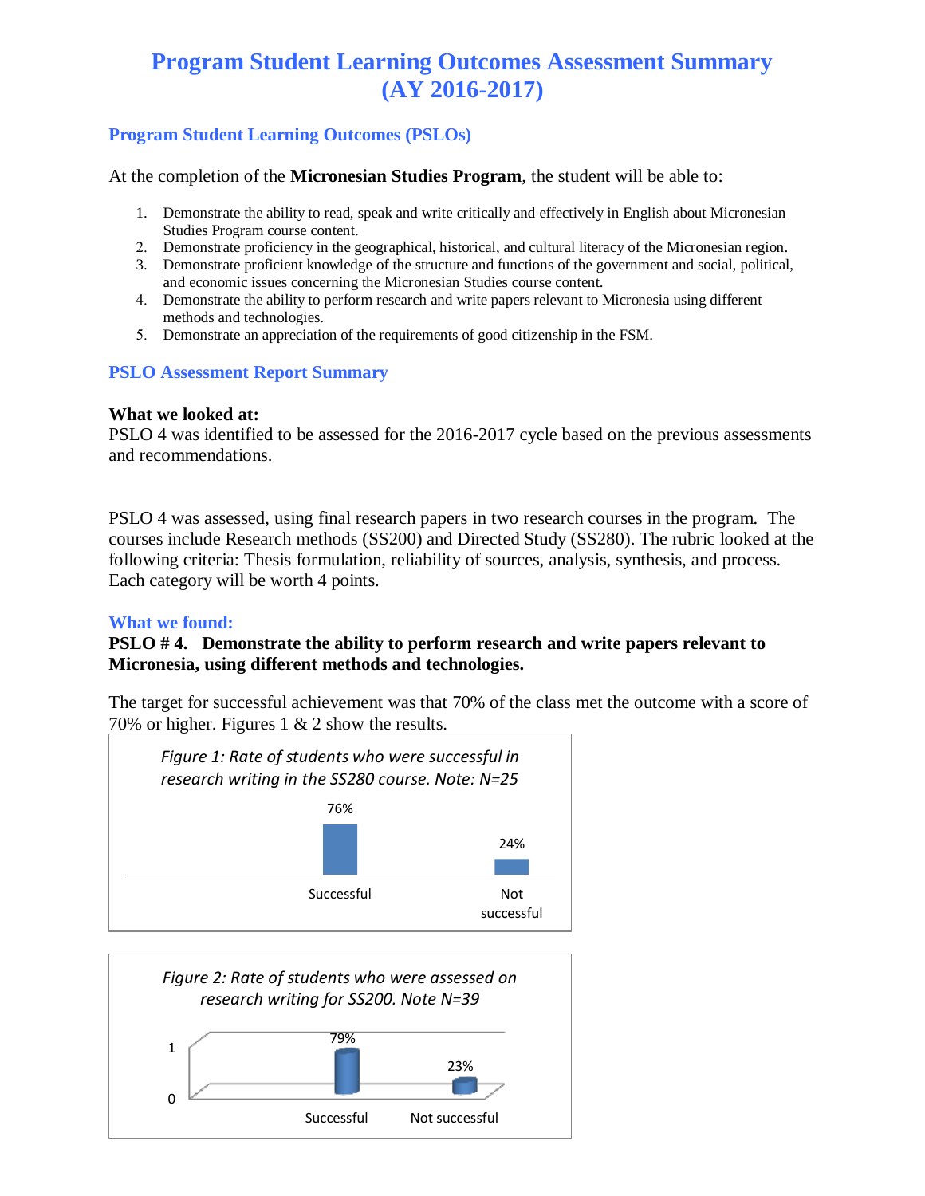# Program Student Learning Outcomes Assessment Summary (AY 2016-2017)

## Program Student Learning Outcomes (PSLOs)

At the completion of the **Micronesian Studies Program**, the student will be able to:

1. Demonstrate the ability to read, speak and write critically and effectively in English about Micronesian Studies Program course content.
2. Demonstrate proficiency in the geographical, historical, and cultural literacy of the Micronesian region.
3. Demonstrate proficient knowledge of the structure and functions of the government and social, political, and economic issues concerning the Micronesian Studies course content.
4. Demonstrate the ability to perform research and write papers relevant to Micronesia using different methods and technologies.
5. Demonstrate an appreciation of the requirements of good citizenship in the FSM.

## PSLO Assessment Report Summary

**What we looked at:**
PSLO 4 was identified to be assessed for the 2016-2017 cycle based on the previous assessments and recommendations.

PSLO 4 was assessed, using final research papers in two research courses in the program. The courses include Research methods (SS200) and Directed Study (SS280). The rubric looked at the following criteria: Thesis formulation, reliability of sources, analysis, synthesis, and process. Each category will be worth 4 points.

## What we found:

**PSLO # 4. Demonstrate the ability to perform research and write papers relevant to Micronesia, using different methods and technologies.**

The target for successful achievement was that 70% of the class met the outcome with a score of 70% or higher. Figures 1 & 2 show the results.

*Figure 1: Rate of students who were successful in research writing in the SS280 course. Note: N=25*

| | Successful | Not successful |
|---|---|---|
| Rate | 76% | 24% |

*Figure 2: Rate of students who were assessed on research writing for SS200. Note N=39*

| | Successful | Not successful |
|---|---|---|
| Rate | 79% | 23% |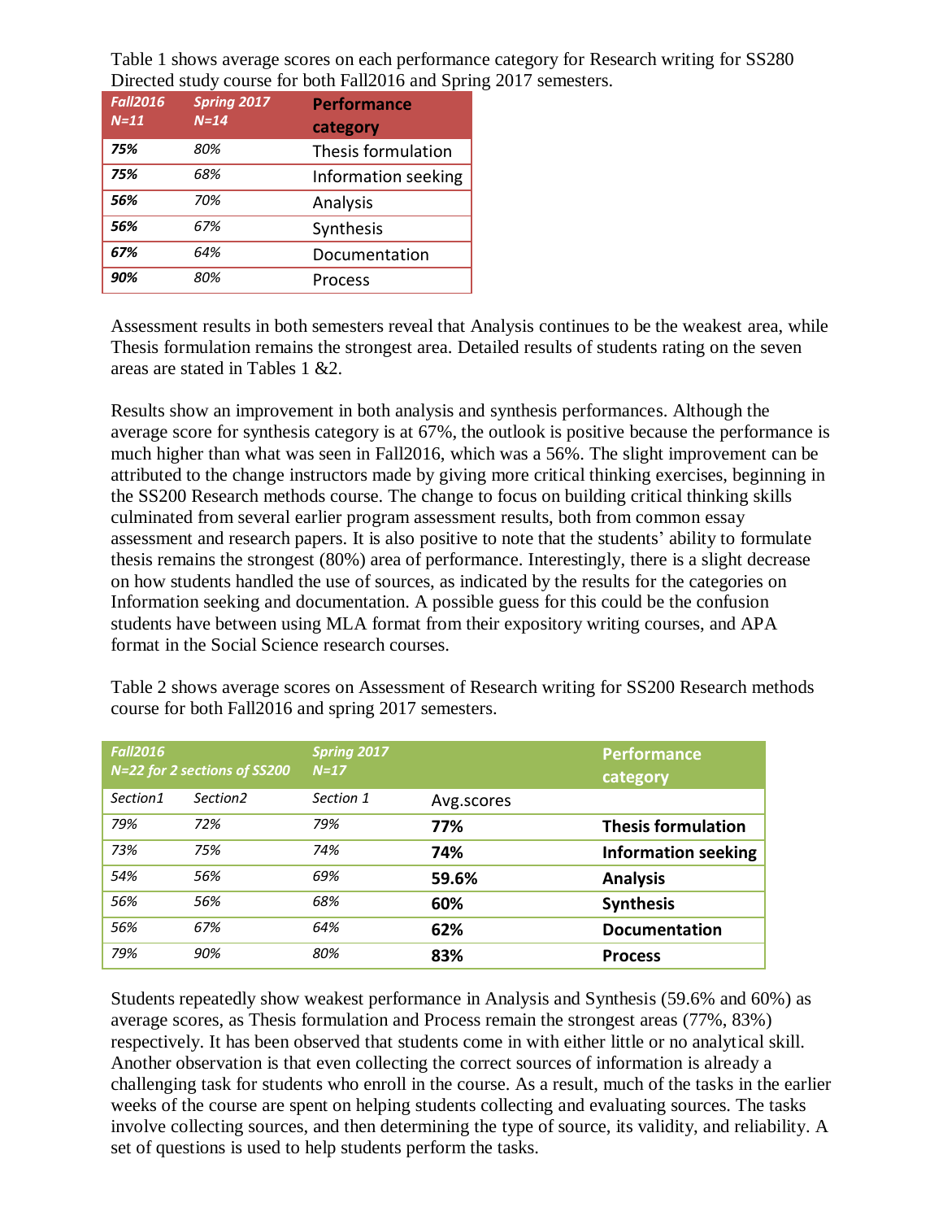Table 1 shows average scores on each performance category for Research writing for SS280 Directed study course for both Fall2016 and Spring 2017 semesters.

| *Fall2016 N=11* | *Spring 2017 N=14* | Performance category |
|---|---|---|
| ***75%*** | *80%* | Thesis formulation |
| ***75%*** | *68%* | Information seeking |
| ***56%*** | *70%* | Analysis |
| ***56%*** | *67%* | Synthesis |
| ***67%*** | *64%* | Documentation |
| ***90%*** | *80%* | Process |

Assessment results in both semesters reveal that Analysis continues to be the weakest area, while Thesis formulation remains the strongest area. Detailed results of students rating on the seven areas are stated in Tables 1 &2.

Results show an improvement in both analysis and synthesis performances. Although the average score for synthesis category is at 67%, the outlook is positive because the performance is much higher than what was seen in Fall2016, which was a 56%. The slight improvement can be attributed to the change instructors made by giving more critical thinking exercises, beginning in the SS200 Research methods course. The change to focus on building critical thinking skills culminated from several earlier program assessment results, both from common essay assessment and research papers. It is also positive to note that the students' ability to formulate thesis remains the strongest (80%) area of performance. Interestingly, there is a slight decrease on how students handled the use of sources, as indicated by the results for the categories on Information seeking and documentation. A possible guess for this could be the confusion students have between using MLA format from their expository writing courses, and APA format in the Social Science research courses.

Table 2 shows average scores on Assessment of Research writing for SS200 Research methods course for both Fall2016 and spring 2017 semesters.

| *Fall2016 N=22 for 2 sections of SS200* | | *Spring 2017 N=17* | | Performance category |
|---|---|---|---|---|
| *Section1* | *Section2* | *Section 1* | Avg.scores | |
| *79%* | *72%* | *79%* | **77%** | **Thesis formulation** |
| *73%* | *75%* | *74%* | **74%** | **Information seeking** |
| *54%* | *56%* | *69%* | **59.6%** | **Analysis** |
| *56%* | *56%* | *68%* | **60%** | **Synthesis** |
| *56%* | *67%* | *64%* | **62%** | **Documentation** |
| *79%* | *90%* | *80%* | **83%** | **Process** |

Students repeatedly show weakest performance in Analysis and Synthesis (59.6% and 60%) as average scores, as Thesis formulation and Process remain the strongest areas (77%, 83%) respectively. It has been observed that students come in with either little or no analytical skill. Another observation is that even collecting the correct sources of information is already a challenging task for students who enroll in the course. As a result, much of the tasks in the earlier weeks of the course are spent on helping students collecting and evaluating sources. The tasks involve collecting sources, and then determining the type of source, its validity, and reliability. A set of questions is used to help students perform the tasks.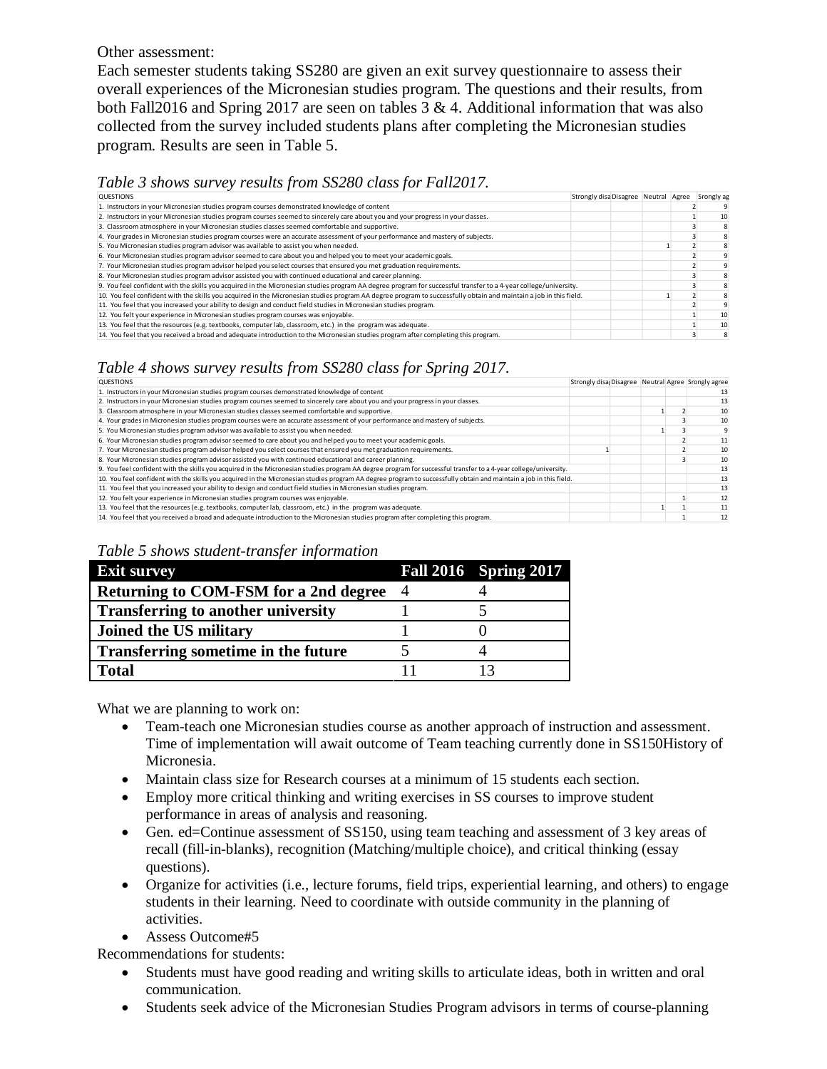Other assessment:

Each semester students taking SS280 are given an exit survey questionnaire to assess their overall experiences of the Micronesian studies program. The questions and their results, from both Fall2016 and Spring 2017 are seen on tables 3 & 4. Additional information that was also collected from the survey included students plans after completing the Micronesian studies program. Results are seen in Table 5.

*Table 3 shows survey results from SS280 class for Fall2017.*

| QUESTIONS | Strongly disa | Disagree | Neutral | Agree | Srongly ag |
|---|---|---|---|---|---|
| 1. Instructors in your Micronesian studies program courses demonstrated knowledge of content | | | | 2 | 9 |
| 2. Instructors in your Micronesian studies program courses seemed to sincerely care about you and your progress in your classes. | | | | 1 | 10 |
| 3. Classroom atmosphere in your Micronesian studies classes seemed comfortable and supportive. | | | | 3 | 8 |
| 4. Your grades in Micronesian studies program courses were an accurate assessment of your performance and mastery of subjects. | | | | 3 | 8 |
| 5. You Micronesian studies program advisor was available to assist you when needed. | | | 1 | 2 | 8 |
| 6. Your Micronesian studies program advisor seemed to care about you and helped you to meet your academic goals. | | | | 2 | 9 |
| 7. Your Micronesian studies program advisor helped you select courses that ensured you met graduation requirements. | | | | 2 | 9 |
| 8. Your Micronesian studies program advisor assisted you with continued educational and career planning. | | | | 3 | 8 |
| 9. You feel confident with the skills you acquired in the Micronesian studies program AA degree program for successful transfer to a 4-year college/university. | | | | 3 | 8 |
| 10. You feel confident with the skills you acquired in the Micronesian studies program AA degree program to successfully obtain and maintain a job in this field. | | | 1 | 2 | 8 |
| 11. You feel that you increased your ability to design and conduct field studies in Micronesian studies program. | | | | 2 | 9 |
| 12. You felt your experience in Micronesian studies program courses was enjoyable. | | | | 1 | 10 |
| 13. You feel that the resources (e.g. textbooks, computer lab, classroom, etc.) in the program was adequate. | | | | 1 | 10 |
| 14. You feel that you received a broad and adequate introduction to the Micronesian studies program after completing this program. | | | | 3 | 8 |

*Table 4 shows survey results from SS280 class for Spring 2017.*

| QUESTIONS | Strongly disa | Disagree | Neutral | Agree | Srongly agree |
|---|---|---|---|---|---|
| 1. Instructors in your Micronesian studies program courses demonstrated knowledge of content | | | | | 13 |
| 2. Instructors in your Micronesian studies program courses seemed to sincerely care about you and your progress in your classes. | | | | | 13 |
| 3. Classroom atmosphere in your Micronesian studies classes seemed comfortable and supportive. | | | 1 | 2 | 10 |
| 4. Your grades in Micronesian studies program courses were an accurate assessment of your performance and mastery of subjects. | | | | 3 | 10 |
| 5. You Micronesian studies program advisor was available to assist you when needed. | | | 1 | 3 | 9 |
| 6. Your Micronesian studies program advisor seemed to care about you and helped you to meet your academic goals. | | | | 2 | 11 |
| 7. Your Micronesian studies program advisor helped you select courses that ensured you met graduation requirements. | 1 | | | 2 | 10 |
| 8. Your Micronesian studies program advisor assisted you with continued educational and career planning. | | | | 3 | 10 |
| 9. You feel confident with the skills you acquired in the Micronesian studies program AA degree program for successful transfer to a 4-year college/university. | | | | | 13 |
| 10. You feel confident with the skills you acquired in the Micronesian studies program AA degree program to successfully obtain and maintain a job in this field. | | | | | 13 |
| 11. You feel that you increased your ability to design and conduct field studies in Micronesian studies program. | | | | | 13 |
| 12. You felt your experience in Micronesian studies program courses was enjoyable. | | | | 1 | 12 |
| 13. You feel that the resources (e.g. textbooks, computer lab, classroom, etc.) in the program was adequate. | | | 1 | 1 | 11 |
| 14. You feel that you received a broad and adequate introduction to the Micronesian studies program after completing this program. | | | | 1 | 12 |

*Table 5 shows student-transfer information*

| Exit survey | Fall 2016 | Spring 2017 |
|---|---|---|
| **Returning to COM-FSM for a 2nd degree** | 4 | 4 |
| **Transferring to another university** | 1 | 5 |
| **Joined the US military** | 1 | 0 |
| **Transferring sometime in the future** | 5 | 4 |
| **Total** | 11 | 13 |

What we are planning to work on:

- Team-teach one Micronesian studies course as another approach of instruction and assessment. Time of implementation will await outcome of Team teaching currently done in SS150History of Micronesia.
- Maintain class size for Research courses at a minimum of 15 students each section.
- Employ more critical thinking and writing exercises in SS courses to improve student performance in areas of analysis and reasoning.
- Gen. ed=Continue assessment of SS150, using team teaching and assessment of 3 key areas of recall (fill-in-blanks), recognition (Matching/multiple choice), and critical thinking (essay questions).
- Organize for activities (i.e., lecture forums, field trips, experiential learning, and others) to engage students in their learning. Need to coordinate with outside community in the planning of activities.
- Assess Outcome#5

Recommendations for students:

- Students must have good reading and writing skills to articulate ideas, both in written and oral communication.
- Students seek advice of the Micronesian Studies Program advisors in terms of course-planning